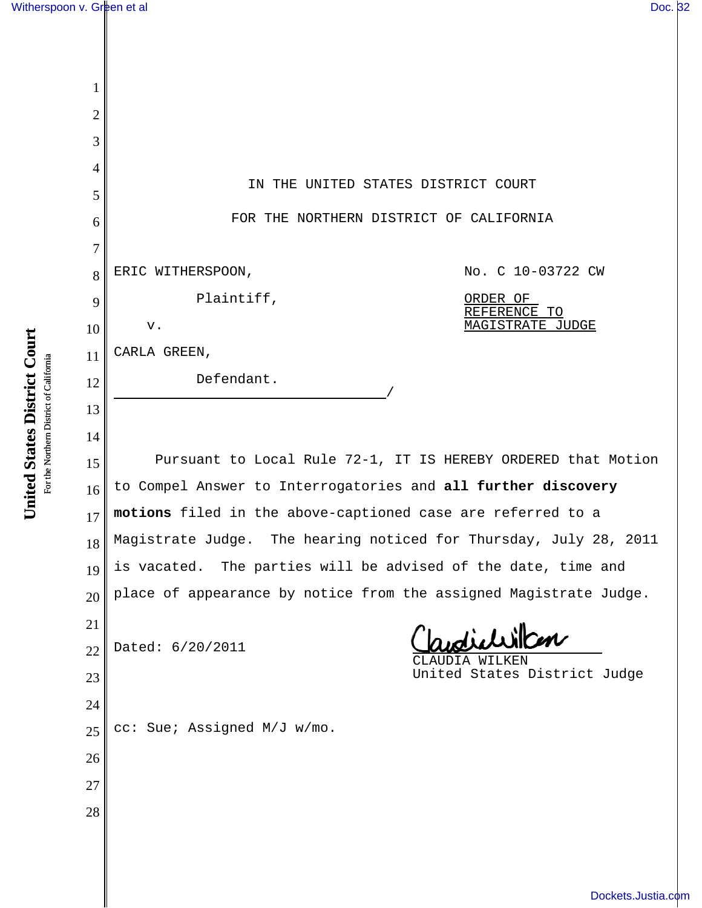IN THE UNITED STATES DISTRICT COURT

FOR THE NORTHERN DISTRICT OF CALIFORNIA

ERIC WITHERSPOON,

Plaintiff,

v.

CARLA GREEN,

Defendant.

/

No. C 10-03722 CW

ORDER OF REFERENCE TO MAGISTRATE JUDGE

Pursuant to Local Rule 72-1, IT IS HEREBY ORDERED that Motion to Compel Answer to Interrogatories and **all further discovery motions** filed in the above-captioned case are referred to a Magistrate Judge. The hearing noticed for Thursday, July 28, 2011 is vacated. The parties will be advised of the date, time and place of appearance by notice from the assigned Magistrate Judge.

Dated: 6/20/2011

CLAUDIA WILKEN
United States District Judge

cc: Sue; Assigned M/J w/mo.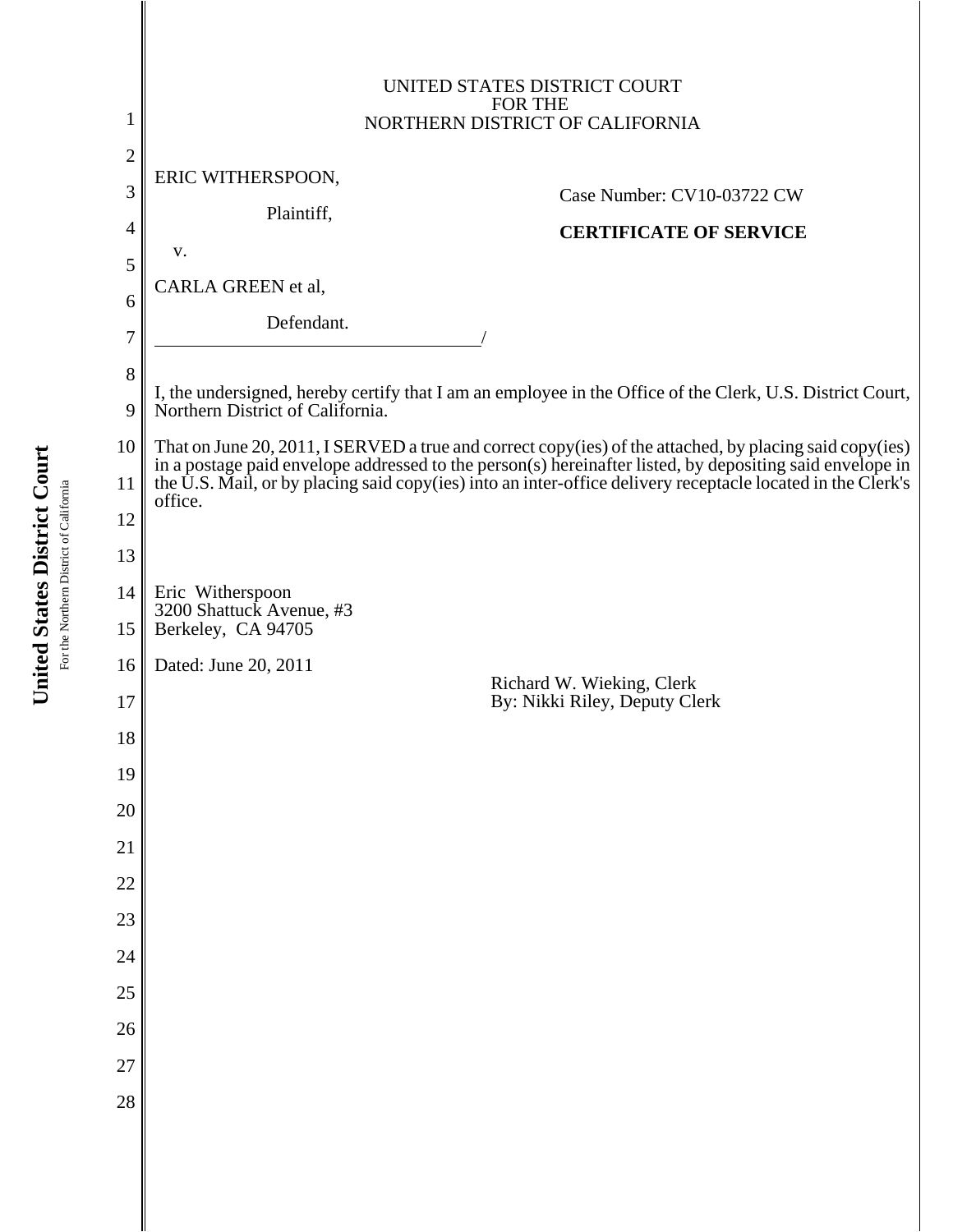UNITED STATES DISTRICT COURT
FOR THE
NORTHERN DISTRICT OF CALIFORNIA

ERIC WITHERSPOON,

Plaintiff,

v.

CARLA GREEN et al,

Defendant.

Case Number: CV10-03722 CW

**CERTIFICATE OF SERVICE**

I, the undersigned, hereby certify that I am an employee in the Office of the Clerk, U.S. District Court, Northern District of California.

That on June 20, 2011, I SERVED a true and correct copy(ies) of the attached, by placing said copy(ies) in a postage paid envelope addressed to the person(s) hereinafter listed, by depositing said envelope in the U.S. Mail, or by placing said copy(ies) into an inter-office delivery receptacle located in the Clerk's office.

Eric Witherspoon
3200 Shattuck Avenue, #3
Berkeley, CA 94705

Dated: June 20, 2011

Richard W. Wieking, Clerk
By: Nikki Riley, Deputy Clerk